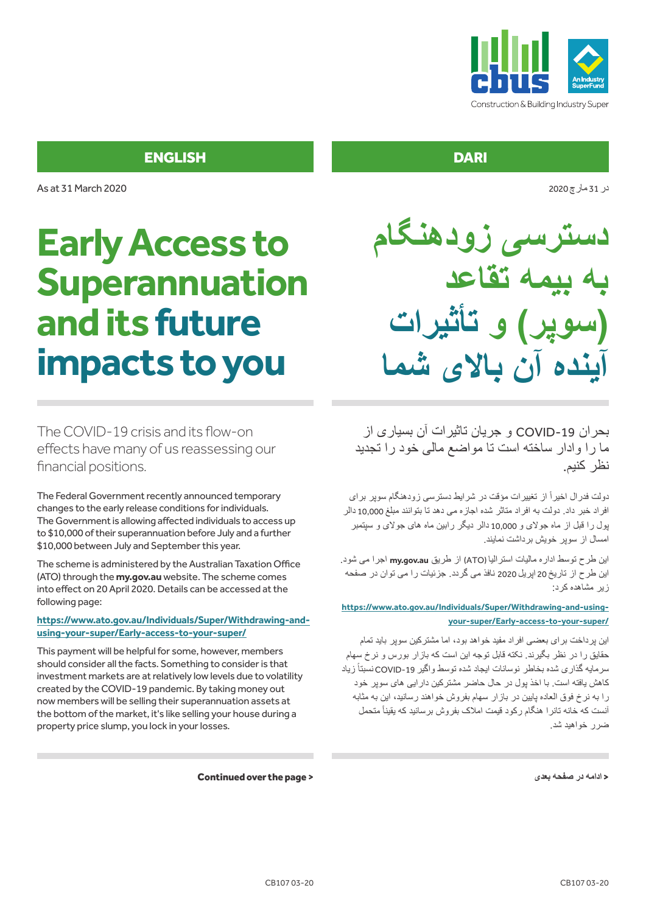## ENGLISH

As at 31 March 2020

# Early Access to Superannuation and its future impacts to you

The COVID-19 crisis and its flow-on effects have many of us reassessing our financial positions.

The Federal Government recently announced temporary changes to the early release conditions for individuals. The Government is allowing affected individuals to access up to $10,000 of their superannuation before July and a further $10,000 between July and September this year.

The scheme is administered by the Australian Taxation Office (ATO) through the **my.gov.au** website. The scheme comes into effect on 20 April 2020. Details can be accessed at the following page:

**https://www.ato.gov.au/Individuals/Super/Withdrawing-and-using-your-super/Early-access-to-your-super/**

This payment will be helpful for some, however, members should consider all the facts. Something to consider is that investment markets are at relatively low levels due to volatility created by the COVID-19 pandemic. By taking money out now members will be selling their superannuation assets at the bottom of the market, it's like selling your house during a property price slump, you lock in your losses.

**Continued over the page >**

## DARI

در 31 مارچ 2020

# دسترسی زودهنگام به بیمه تقاعد (سوپر) و تأثیرات آینده آن بالای شما

بحران COVID-19 و جریان تاثیرات آن بسیاری از ما را وادار ساخته است تا مواضع مالی خود را تجدید نظر کنیم.

دولت فدرال اخیراً از تغییرات مؤقت در شرایط دسترسی زودهنگام سوپر برای افراد خبر داد. دولت به افراد متاثر شده اجازه می دهد تا بتوانند مبلغ 10,000 دالر پول را قبل از ماه جولای و 10,000 دالر دیگر رابین ماه های جولای و سپتمبر امسال از سوپر خویش برداشت نمایند.

این طرح توسط اداره مالیات استرالیا (ATO) از طریق **my.gov.au** اجرا می شود. این طرح از تاریخ 20 اپریل 2020 نافذ می گردد. جزئیات را می توان در صفحه زیر مشاهده کرد:

**https://www.ato.gov.au/Individuals/Super/Withdrawing-and-using-your-super/Early-access-to-your-super/**

این پرداخت برای بعضی افراد مفید خواهد بود، اما مشترکین سوپر باید تمام حقایق را در نظر بگیرند. نکته قابل توجه این است که بازار بورس و نرخ سهام سرمایه گذاری شده بخاطر نوسانات ایجاد شده توسط واگیر COVID-19 نسبتاً زیاد کاهش یافته است. با اخذ پول در حال حاضر مشترکین دارایی های سوپر خود را به نرخ فوق العاده پایین در بازار سهام بفروش خواهند رسانید، این به مثابه آنست که خانه تانرا هنگام رکود قیمت املاک بفروش برسانید که یقیناً متحمل ضرر خواهید شد.

**< ادامه در صفحه بعدی**

CB107 03-20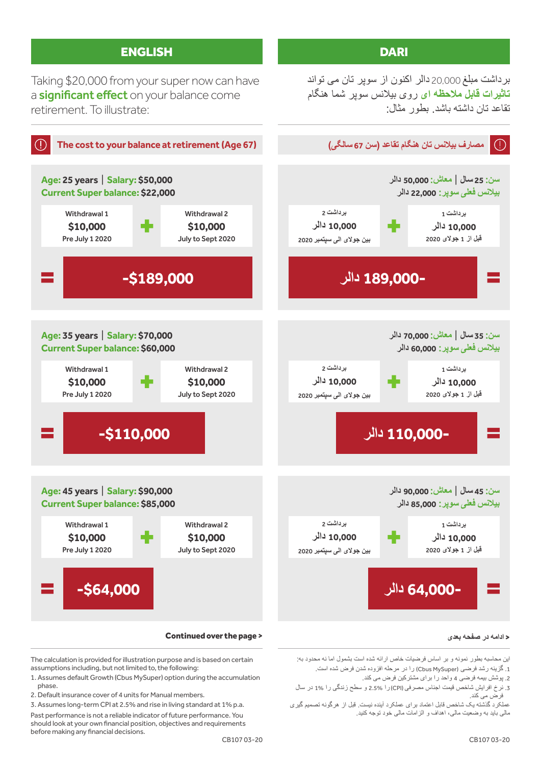## ENGLISH

Taking $20,000 from your super now can have a **significant effect** on your balance come retirement. To illustrate:

### The cost to your balance at retirement (Age 67)

**Age:** 25 years | **Salary:** $50,000
**Current Super balance:** $22,000

| Withdrawal 1 | | Withdrawal 2 |
|---|---|---|
| $10,000 | + | $10,000 |
| Pre July 1 2020 | | July to Sept 2020 |

= **-$189,000**

**Age:** 35 years | **Salary:** $70,000
**Current Super balance:** $60,000

| Withdrawal 1 | | Withdrawal 2 |
|---|---|---|
| $10,000 | + | $10,000 |
| Pre July 1 2020 | | July to Sept 2020 |

= **-$110,000**

**Age:** 45 years | **Salary:** $90,000
**Current Super balance:** $85,000

| Withdrawal 1 | | Withdrawal 2 |
|---|---|---|
| $10,000 | + | $10,000 |
| Pre July 1 2020 | | July to Sept 2020 |

= **-$64,000**

**Continued over the page >**

The calculation is provided for illustration purpose and is based on certain assumptions including, but not limited to, the following:

1. Assumes default Growth (Cbus MySuper) option during the accumulation phase.
2. Default insurance cover of 4 units for Manual members.
3. Assumes long-term CPI at 2.5% and rise in living standard at 1% p.a.

Past performance is not a reliable indicator of future performance. You should look at your own financial position, objectives and requirements before making any financial decisions.

CB107 03-20

## DARI

برداشت مبلغ 20,000 دالر اکنون از سوپر تان می تواند **تاثیرات قابل ملاحظه ای** روی بیلانس سوپر شما هنگام تقاعد تان داشته باشد. بطور مثال:

### مصارف بیلانس تان هنگام تقاعد (سن 67 سالگی)

**سن:** 25 سال | **معاش:** 50,000 دالر
**بیلانس فعلی سوپر:** 22,000 دالر

| برداشت 1 | | برداشت 2 |
|---|---|---|
| 10,000 دالر | + | 10,000 دالر |
| قبل از 1 جولای 2020 | | بین جولای الی سپتمبر 2020 |

= **-189,000 دالر**

**سن:** 35 سال | **معاش:** 70,000 دالر
**بیلانس فعلی سوپر:** 60,000 دالر

| برداشت 1 | | برداشت 2 |
|---|---|---|
| 10,000 دالر | + | 10,000 دالر |
| قبل از 1 جولای 2020 | | بین جولای الی سپتمبر 2020 |

= **-110,000 دالر**

**سن:** 45 سال | **معاش:** 90,000 دالر
**بیلانس فعلی سوپر:** 85,000 دالر

| برداشت 1 | | برداشت 2 |
|---|---|---|
| 10,000 دالر | + | 10,000 دالر |
| قبل از 1 جولای 2020 | | بین جولای الی سپتمبر 2020 |

= **-64,000 دالر**

**< ادامه در صفحه بعدی**

این محاسبه بطور نمونه و بر اساس فرضیات خاص ارائه شده است بشمول اما نه محدود به:

1. گزینه رشد فرضی (Cbus MySuper) را در مرحله افزوده شدن فرض شده است.
2. پوشش بیمه فرضی 4 واحد را برای مشترکین فرض می کند.
3. نرخ افزایش شاخص قیمت اجناس مصرفی (CPI) را 2.5% و سطح زندگی را 1% در سال فرض می کند.

عملکرد گذشته یک شاخص قابل اعتماد برای عملکرد آینده نیست. قبل از هرگونه تصمیم گیری مالی باید به وضعیت مالی، اهداف و الزامات مالی خود توجه کنید.

CB107 03-20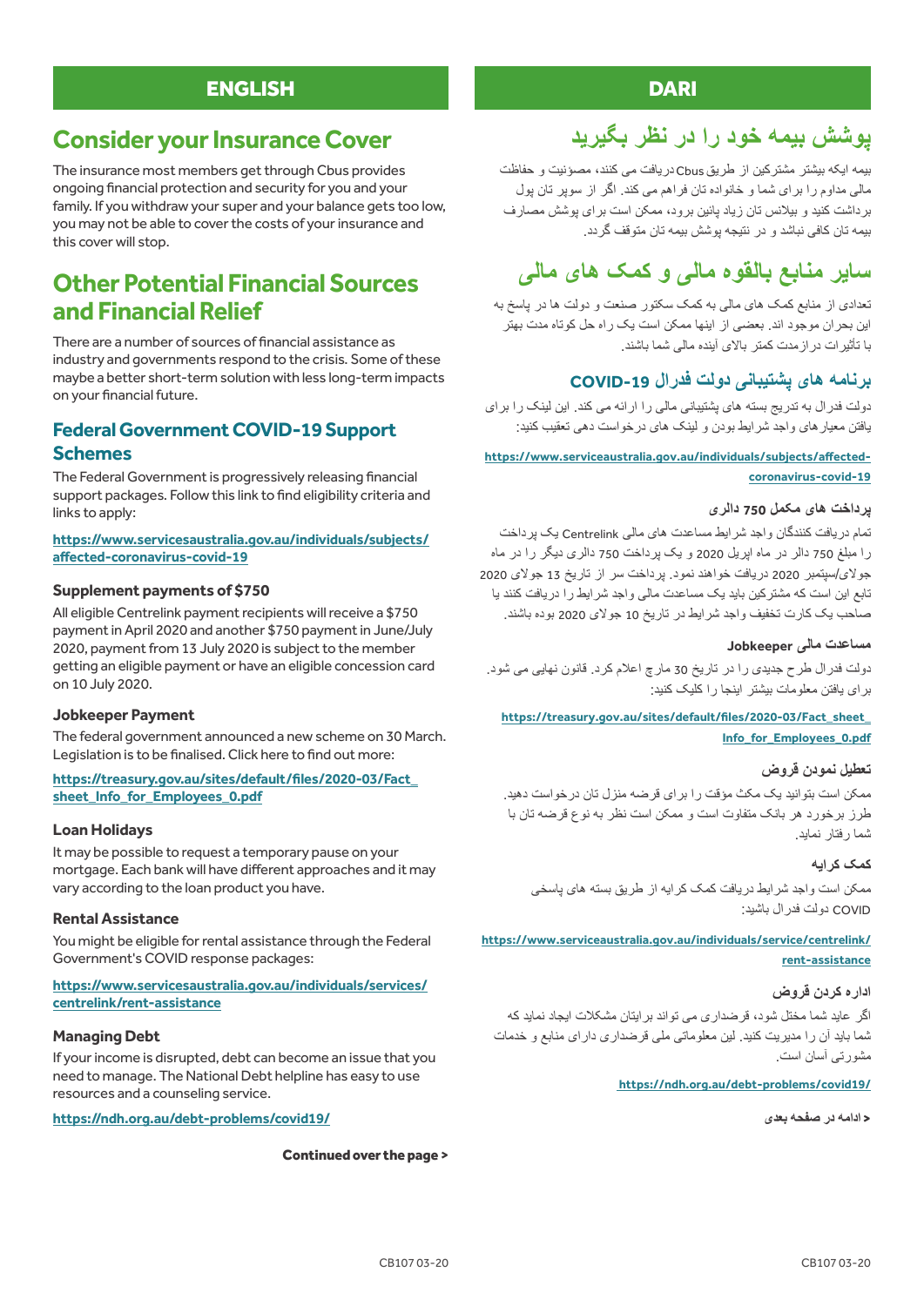## ENGLISH

# Consider your Insurance Cover

The insurance most members get through Cbus provides ongoing financial protection and security for you and your family. If you withdraw your super and your balance gets too low, you may not be able to cover the costs of your insurance and this cover will stop.

# Other Potential Financial Sources and Financial Relief

There are a number of sources of financial assistance as industry and governments respond to the crisis. Some of these maybe a better short-term solution with less long-term impacts on your financial future.

## Federal Government COVID-19 Support Schemes

The Federal Government is progressively releasing financial support packages. Follow this link to find eligibility criteria and links to apply:

**https://www.servicesaustralia.gov.au/individuals/subjects/affected-coronavirus-covid-19**

### Supplement payments of $750

All eligible Centrelink payment recipients will receive a $750 payment in April 2020 and another $750 payment in June/July 2020, payment from 13 July 2020 is subject to the member getting an eligible payment or have an eligible concession card on 10 July 2020.

### Jobkeeper Payment

The federal government announced a new scheme on 30 March. Legislation is to be finalised. Click here to find out more:

**https://treasury.gov.au/sites/default/files/2020-03/Fact_sheet_Info_for_Employees_0.pdf**

### Loan Holidays

It may be possible to request a temporary pause on your mortgage. Each bank will have different approaches and it may vary according to the loan product you have.

### Rental Assistance

You might be eligible for rental assistance through the Federal Government's COVID response packages:

**https://www.servicesaustralia.gov.au/individuals/services/centrelink/rent-assistance**

### Managing Debt

If your income is disrupted, debt can become an issue that you need to manage. The National Debt helpline has easy to use resources and a counseling service.

**https://ndh.org.au/debt-problems/covid19/**

**Continued over the page >**

## DARI

# پوشش بیمه خود را در نظر بگیرید

بیمه ایکه بیشتر مشترکین از طریق Cbus دریافت می کنند، مصونیت و حفاظت مالی مداوم را برای شما و خانواده تان فراهم می کند. اگر از سوپر تان پول برداشت کنید و بیلانس تان زیاد پائین برود، ممکن است برای پوشش مصارف بیمه تان کافی نباشد و در نتیجه پوشش بیمه تان متوقف گردد.

# سایر منابع بالقوه مالی و کمک های مالی

تعدادی از منابع کمک های مالی به کمک سکتور صنعت و دولت ها در پاسخ به این بحران موجود اند. بعضی از اینها ممکن است یک راه حل کوتاه مدت بهتر با تاثیرات درازمدت کمتر بالای آینده مالی شما باشند.

## برنامه های پشتیبانی دولت فدرال COVID-19

دولت فدرال به تدریج بسته های پشتیبانی مالی را ارائه می کند. این لینک را برای یافتن معیارهای واجد شرایط بودن و لینک های درخواست دهی تعقیب کنید:

**https://www.serviceaustralia.gov.au/individuals/subjects/affected-coronavirus-covid-19**

### پرداخت های مکمل 750 دالری

تمام دریافت کنندگان واجد شرایط مساعدت های مالی Centrelink یک پرداخت را مبلغ 750 دالر در ماه اپریل 2020 و یک پرداخت 750 دالری دیگر را در ماه جولای/سپتمبر 2020 دریافت خواهند نمود. پرداخت سر از تاریخ 13 جولای 2020 تابع این است که مشترکین باید یک مساعدت مالی واجد شرایط را دریافت کنند یا صاحب یک کارت تخفیف واجد شرایط در تاریخ 10 جولای 2020 بوده باشند.

### مساعدت مالی Jobkeeper

دولت فدرال طرح جدیدی را در تاریخ 30 مارچ اعلام کرد. قانون نهایی می شود. برای یافتن معلومات بیشتر اینجا را کلیک کنید:

**https://treasury.gov.au/sites/default/files/2020-03/Fact_sheet_Info_for_Employees_0.pdf**

### تعطیل نمودن قروض

ممکن است بتوانید یک مکث مؤقت را برای قرضه منزل تان درخواست دهید. طرز برخورد هر بانک متفاوت است و ممکن است نظر به نوع قرضه تان با شما رفتار نماید.

### کمک کرایه

ممکن است واجد شرایط دریافت کمک کرایه از طریق بسته های پاسخی COVID دولت فدرال باشید:

**https://www.serviceaustralia.gov.au/individuals/service/centrelink/rent-assistance**

### اداره کردن قروض

اگر عاید شما مختل شود، قرضداری می تواند برایتان مشکلات ایجاد نماید که شما باید آن را مدیریت کنید. لین معلوماتی ملی قرضداری دارای منابع و خدمات مشورتی آسان است.

**https://ndh.org.au/debt-problems/covid19/**

**< ادامه در صفحه بعدی**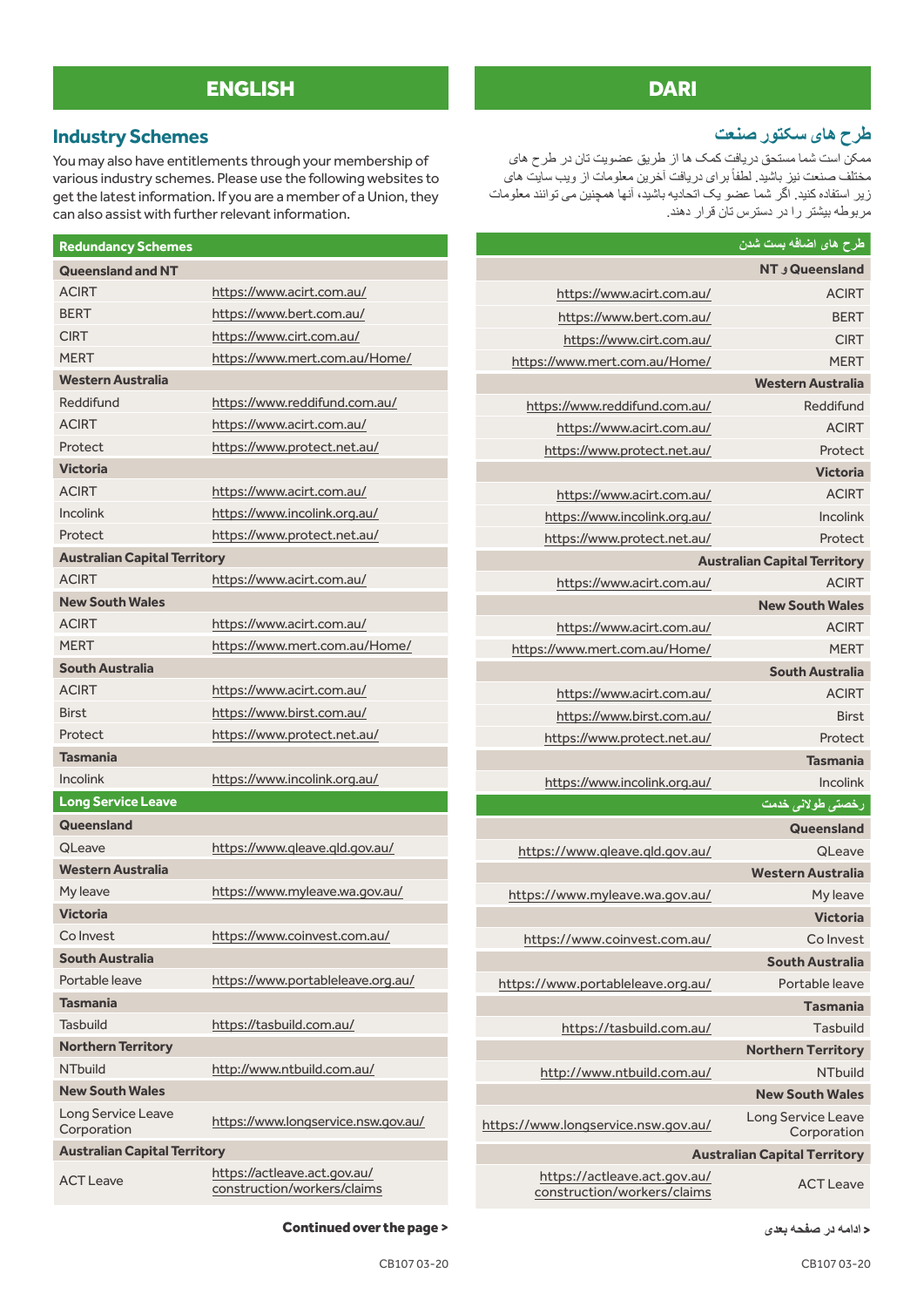## ENGLISH

### Industry Schemes

You may also have entitlements through your membership of various industry schemes. Please use the following websites to get the latest information. If you are a member of a Union, they can also assist with further relevant information.

| Redundancy Schemes | |
|---|---|
| **Queensland and NT** | |
| ACIRT | https://www.acirt.com.au/ |
| BERT | https://www.bert.com.au/ |
| CIRT | https://www.cirt.com.au/ |
| MERT | https://www.mert.com.au/Home/ |
| **Western Australia** | |
| Reddifund | https://www.reddifund.com.au/ |
| ACIRT | https://www.acirt.com.au/ |
| Protect | https://www.protect.net.au/ |
| **Victoria** | |
| ACIRT | https://www.acirt.com.au/ |
| Incolink | https://www.incolink.org.au/ |
| Protect | https://www.protect.net.au/ |
| **Australian Capital Territory** | |
| ACIRT | https://www.acirt.com.au/ |
| **New South Wales** | |
| ACIRT | https://www.acirt.com.au/ |
| MERT | https://www.mert.com.au/Home/ |
| **South Australia** | |
| ACIRT | https://www.acirt.com.au/ |
| Birst | https://www.birst.com.au/ |
| Protect | https://www.protect.net.au/ |
| **Tasmania** | |
| Incolink | https://www.incolink.org.au/ |

| Long Service Leave | |
|---|---|
| **Queensland** | |
| QLeave | https://www.qleave.qld.gov.au/ |
| **Western Australia** | |
| My leave | https://www.myleave.wa.gov.au/ |
| **Victoria** | |
| Co Invest | https://www.coinvest.com.au/ |
| **South Australia** | |
| Portable leave | https://www.portableleave.org.au/ |
| **Tasmania** | |
| Tasbuild | https://tasbuild.com.au/ |
| **Northern Territory** | |
| NTbuild | http://www.ntbuild.com.au/ |
| **New South Wales** | |
| Long Service Leave Corporation | https://www.longservice.nsw.gov.au/ |
| **Australian Capital Territory** | |
| ACT Leave | https://actleave.act.gov.au/construction/workers/claims |

**Continued over the page >**

## DARI

### طرح های سکتور صنعت

ممکن است شما مستحق دریافت کمک ها از طریق عضویت تان در طرح های مختلف صنعت نیز باشید. لطفاً برای دریافت آخرین معلومات از ویب سایت های زیر استفاده کنید. اگر شما عضو یک اتحادیه باشید، آنها همچنین می توانند معلومات مربوطه بیشتر را در دسترس تان قرار دهند.

| طرح های اضافه بست شدن | |
|---|---|
| **Queensland و NT** | |
| ACIRT | https://www.acirt.com.au/ |
| BERT | https://www.bert.com.au/ |
| CIRT | https://www.cirt.com.au/ |
| MERT | https://www.mert.com.au/Home/ |
| **Western Australia** | |
| Reddifund | https://www.reddifund.com.au/ |
| ACIRT | https://www.acirt.com.au/ |
| Protect | https://www.protect.net.au/ |
| **Victoria** | |
| ACIRT | https://www.acirt.com.au/ |
| Incolink | https://www.incolink.org.au/ |
| Protect | https://www.protect.net.au/ |
| **Australian Capital Territory** | |
| ACIRT | https://www.acirt.com.au/ |
| **New South Wales** | |
| ACIRT | https://www.acirt.com.au/ |
| MERT | https://www.mert.com.au/Home/ |
| **South Australia** | |
| ACIRT | https://www.acirt.com.au/ |
| Birst | https://www.birst.com.au/ |
| Protect | https://www.protect.net.au/ |
| **Tasmania** | |
| Incolink | https://www.incolink.org.au/ |

| رخصتی طولانی خدمت | |
|---|---|
| **Queensland** | |
| QLeave | https://www.qleave.qld.gov.au/ |
| **Western Australia** | |
| My leave | https://www.myleave.wa.gov.au/ |
| **Victoria** | |
| Co Invest | https://www.coinvest.com.au/ |
| **South Australia** | |
| Portable leave | https://www.portableleave.org.au/ |
| **Tasmania** | |
| Tasbuild | https://tasbuild.com.au/ |
| **Northern Territory** | |
| NTbuild | http://www.ntbuild.com.au/ |
| **New South Wales** | |
| Long Service Leave Corporation | https://www.longservice.nsw.gov.au/ |
| **Australian Capital Territory** | |
| ACT Leave | https://actleave.act.gov.au/construction/workers/claims |

**< ادامه در صفحه بعدی**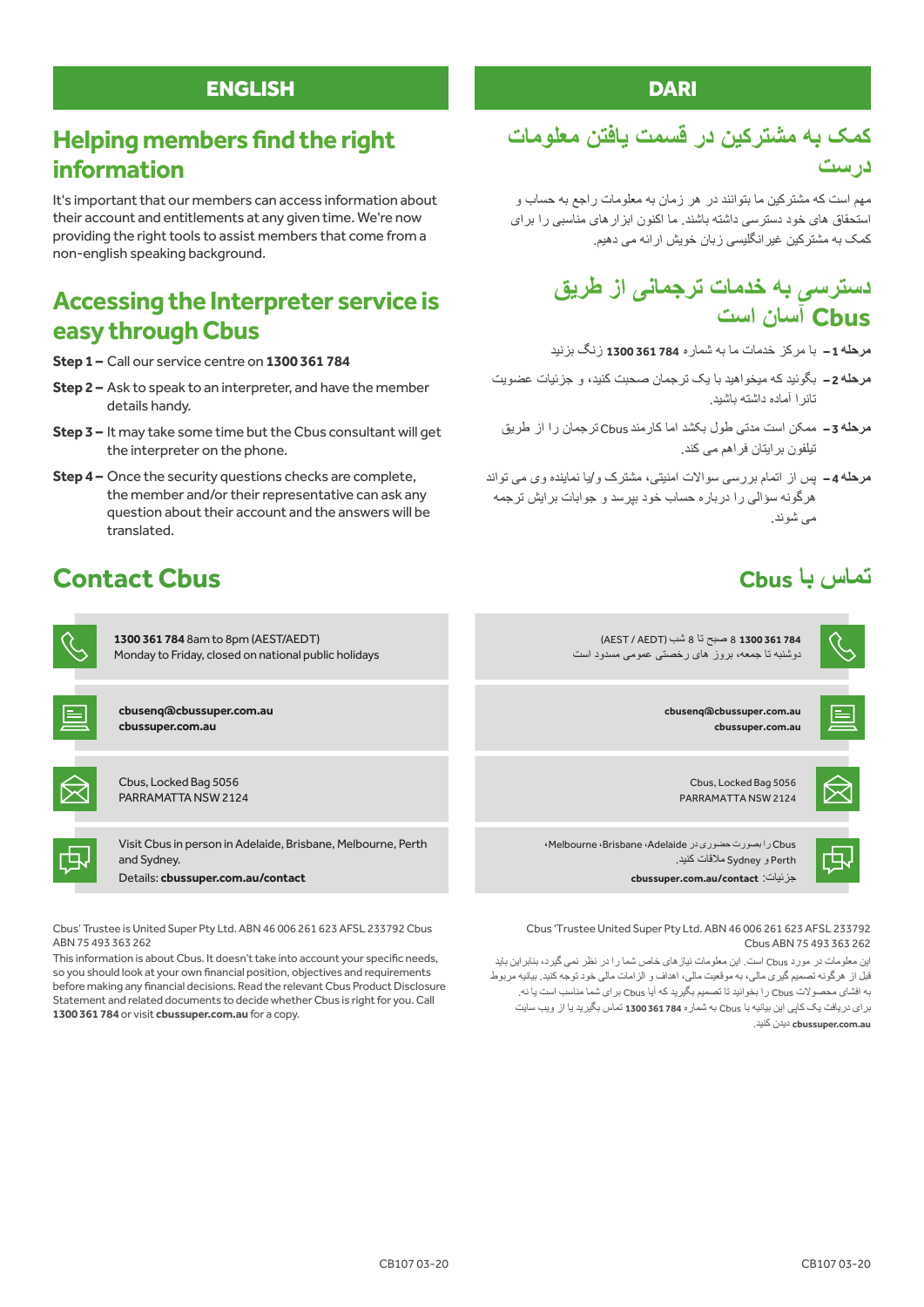## ENGLISH

# Helping members find the right information

It's important that our members can access information about their account and entitlements at any given time. We're now providing the right tools to assist members that come from a non-english speaking background.

## Accessing the Interpreter service is easy through Cbus

**Step 1 –** Call our service centre on **1300 361 784**

**Step 2 –** Ask to speak to an interpreter, and have the member details handy.

**Step 3 –** It may take some time but the Cbus consultant will get the interpreter on the phone.

**Step 4 –** Once the security questions checks are complete, the member and/or their representative can ask any question about their account and the answers will be translated.

## Contact Cbus

**1300 361 784** 8am to 8pm (AEST/AEDT)
Monday to Friday, closed on national public holidays

**cbusenq@cbussuper.com.au**
**cbussuper.com.au**

Cbus, Locked Bag 5056
PARRAMATTA NSW 2124

Visit Cbus in person in Adelaide, Brisbane, Melbourne, Perth and Sydney.
Details: **cbussuper.com.au/contact**

Cbus' Trustee is United Super Pty Ltd. ABN 46 006 261 623 AFSL 233792 Cbus ABN 75 493 363 262

This information is about Cbus. It doesn't take into account your specific needs, so you should look at your own financial position, objectives and requirements before making any financial decisions. Read the relevant Cbus Product Disclosure Statement and related documents to decide whether Cbus is right for you. Call **1300 361 784** or visit **cbussuper.com.au** for a copy.

## DARI

# کمک به مشترکین در قسمت یافتن معلومات درست

مهم است که مشترکین ما بتوانند در هر زمان به معلومات راجع به حساب و استحقاق های خود دسترسی داشته باشند. ما اکنون ابزارهای مناسبی را برای کمک به مشترکین غیرانگلیسی زبان خویش ارائه می دهیم.

## دسترسی به خدمات ترجمانی از طریق Cbus آسان است

**مرحله 1 –** با مرکز خدمات ما به شماره **1300 361 784** زنگ بزنید

**مرحله 2 –** بگوئید که میخواهید با یک ترجمان صحبت کنید، و جزئیات عضویت تانرا آماده داشته باشید.

**مرحله 3 –** ممکن است مدتی طول بکشد اما کارمند Cbus ترجمان را از طریق تیلفون برایتان فراهم می کند.

**مرحله 4 –** پس از اتمام بررسی سوالات امنیتی، مشترک و/یا نماینده وی می تواند هرگونه سؤالی را درباره حساب خود بپرسد و جوابات برایش ترجمه می شوند.

## تماس با Cbus

**1300 361 784** 8 صبح تا 8 شب (AEST / AEDT)
دوشنبه تا جمعه، بروز های رخصتی عمومی مسدود است

**cbusenq@cbussuper.com.au**
**cbussuper.com.au**

Cbus, Locked Bag 5056
PARRAMATTA NSW 2124

Cbus را بصورت حضوری در Adelaide، Brisbane، Melbourne، Perth و Sydney ملاقات کنید.
جزئیات: **cbussuper.com.au/contact**

Cbus 'Trustee United Super Pty Ltd. ABN 46 006 261 623 AFSL 233792 Cbus ABN 75 493 363 262

این معلومات در مورد Cbus است. این معلومات نیازهای خاص شما را در نظر نمی گیرد، بنابراین باید قبل از هرگونه تصمیم گیری مالی، به موقعیت مالی، اهداف و الزامات مالی خود توجه کنید. بیانیه مربوط به افشای محصولات Cbus را بخوانید تا تصمیم بگیرید که آیا Cbus برای شما مناسب است یا نه. برای دریافت یک کاپی این بیانیه با Cbus به شماره **1300 361 784** تماس بگیرید یا از ویب سایت **cbussuper.com.au** دیدن کنید.

CB107 03-20